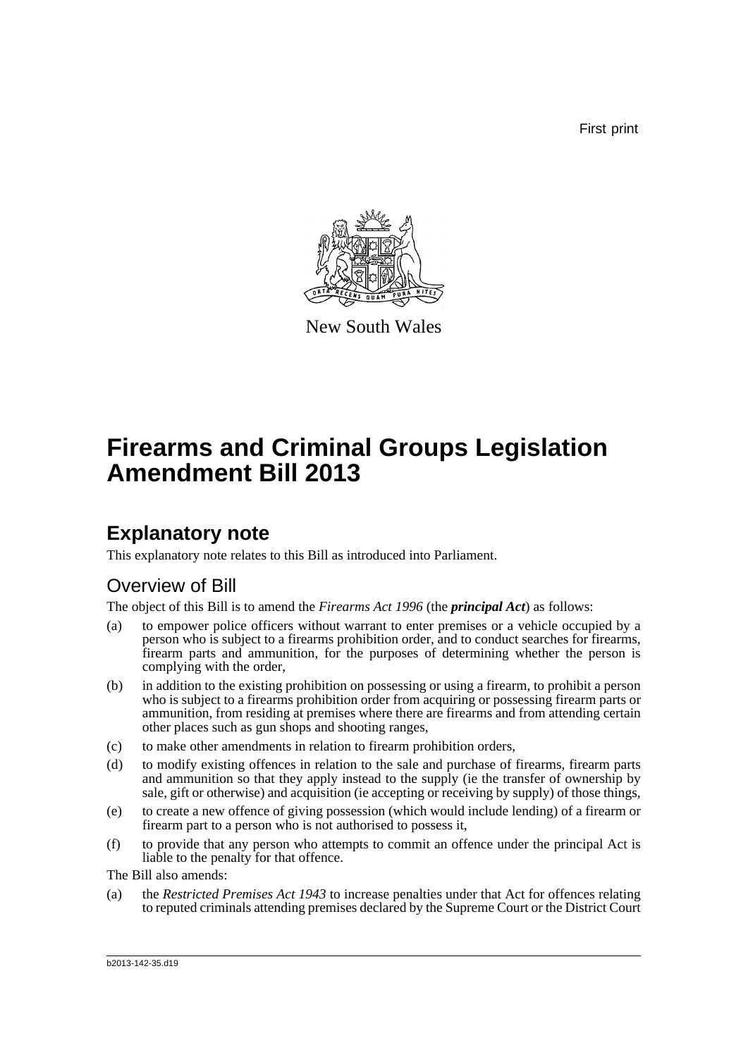First print

New South Wales

# Firearms and Criminal Groups Legislation Amendment Bill 2013

## Explanatory note

This explanatory note relates to this Bill as introduced into Parliament.

### Overview of Bill

The object of this Bill is to amend the *Firearms Act 1996* (the ***principal Act***) as follows:

(a) to empower police officers without warrant to enter premises or a vehicle occupied by a person who is subject to a firearms prohibition order, and to conduct searches for firearms, firearm parts and ammunition, for the purposes of determining whether the person is complying with the order,

(b) in addition to the existing prohibition on possessing or using a firearm, to prohibit a person who is subject to a firearms prohibition order from acquiring or possessing firearm parts or ammunition, from residing at premises where there are firearms and from attending certain other places such as gun shops and shooting ranges,

(c) to make other amendments in relation to firearm prohibition orders,

(d) to modify existing offences in relation to the sale and purchase of firearms, firearm parts and ammunition so that they apply instead to the supply (ie the transfer of ownership by sale, gift or otherwise) and acquisition (ie accepting or receiving by supply) of those things,

(e) to create a new offence of giving possession (which would include lending) of a firearm or firearm part to a person who is not authorised to possess it,

(f) to provide that any person who attempts to commit an offence under the principal Act is liable to the penalty for that offence.

The Bill also amends:

(a) the *Restricted Premises Act 1943* to increase penalties under that Act for offences relating to reputed criminals attending premises declared by the Supreme Court or the District Court

b2013-142-35.d19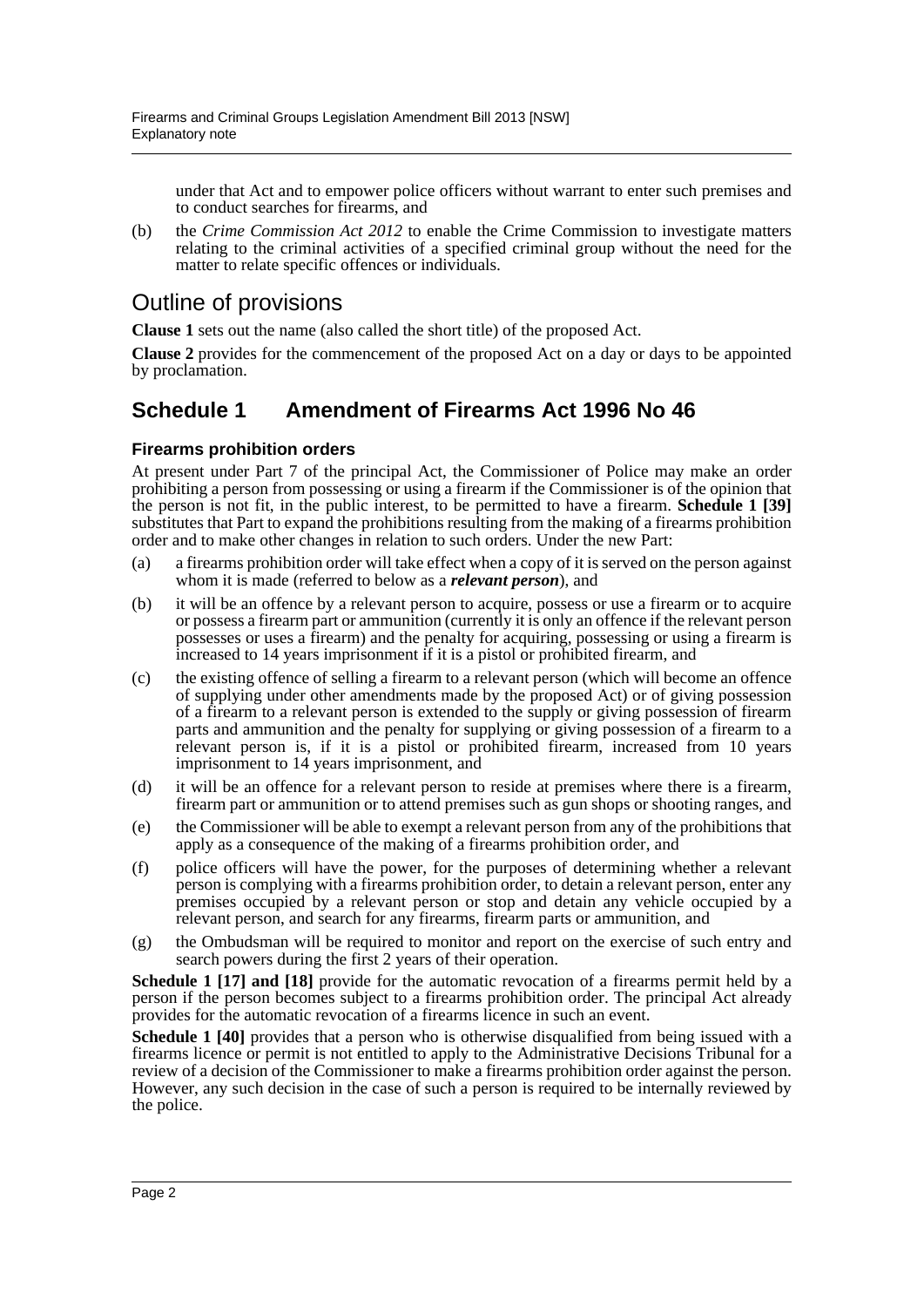under that Act and to empower police officers without warrant to enter such premises and to conduct searches for firearms, and

(b) the *Crime Commission Act 2012* to enable the Crime Commission to investigate matters relating to the criminal activities of a specified criminal group without the need for the matter to relate specific offences or individuals.

## Outline of provisions

**Clause 1** sets out the name (also called the short title) of the proposed Act.

**Clause 2** provides for the commencement of the proposed Act on a day or days to be appointed by proclamation.

## Schedule 1 Amendment of Firearms Act 1996 No 46

### Firearms prohibition orders

At present under Part 7 of the principal Act, the Commissioner of Police may make an order prohibiting a person from possessing or using a firearm if the Commissioner is of the opinion that the person is not fit, in the public interest, to be permitted to have a firearm. **Schedule 1 [39]** substitutes that Part to expand the prohibitions resulting from the making of a firearms prohibition order and to make other changes in relation to such orders. Under the new Part:

(a) a firearms prohibition order will take effect when a copy of it is served on the person against whom it is made (referred to below as a ***relevant person***), and

(b) it will be an offence by a relevant person to acquire, possess or use a firearm or to acquire or possess a firearm part or ammunition (currently it is only an offence if the relevant person possesses or uses a firearm) and the penalty for acquiring, possessing or using a firearm is increased to 14 years imprisonment if it is a pistol or prohibited firearm, and

(c) the existing offence of selling a firearm to a relevant person (which will become an offence of supplying under other amendments made by the proposed Act) or of giving possession of a firearm to a relevant person is extended to the supply or giving possession of firearm parts and ammunition and the penalty for supplying or giving possession of a firearm to a relevant person is, if it is a pistol or prohibited firearm, increased from 10 years imprisonment to 14 years imprisonment, and

(d) it will be an offence for a relevant person to reside at premises where there is a firearm, firearm part or ammunition or to attend premises such as gun shops or shooting ranges, and

(e) the Commissioner will be able to exempt a relevant person from any of the prohibitions that apply as a consequence of the making of a firearms prohibition order, and

(f) police officers will have the power, for the purposes of determining whether a relevant person is complying with a firearms prohibition order, to detain a relevant person, enter any premises occupied by a relevant person or stop and detain any vehicle occupied by a relevant person, and search for any firearms, firearm parts or ammunition, and

(g) the Ombudsman will be required to monitor and report on the exercise of such entry and search powers during the first 2 years of their operation.

**Schedule 1 [17] and [18]** provide for the automatic revocation of a firearms permit held by a person if the person becomes subject to a firearms prohibition order. The principal Act already provides for the automatic revocation of a firearms licence in such an event.

**Schedule 1 [40]** provides that a person who is otherwise disqualified from being issued with a firearms licence or permit is not entitled to apply to the Administrative Decisions Tribunal for a review of a decision of the Commissioner to make a firearms prohibition order against the person. However, any such decision in the case of such a person is required to be internally reviewed by the police.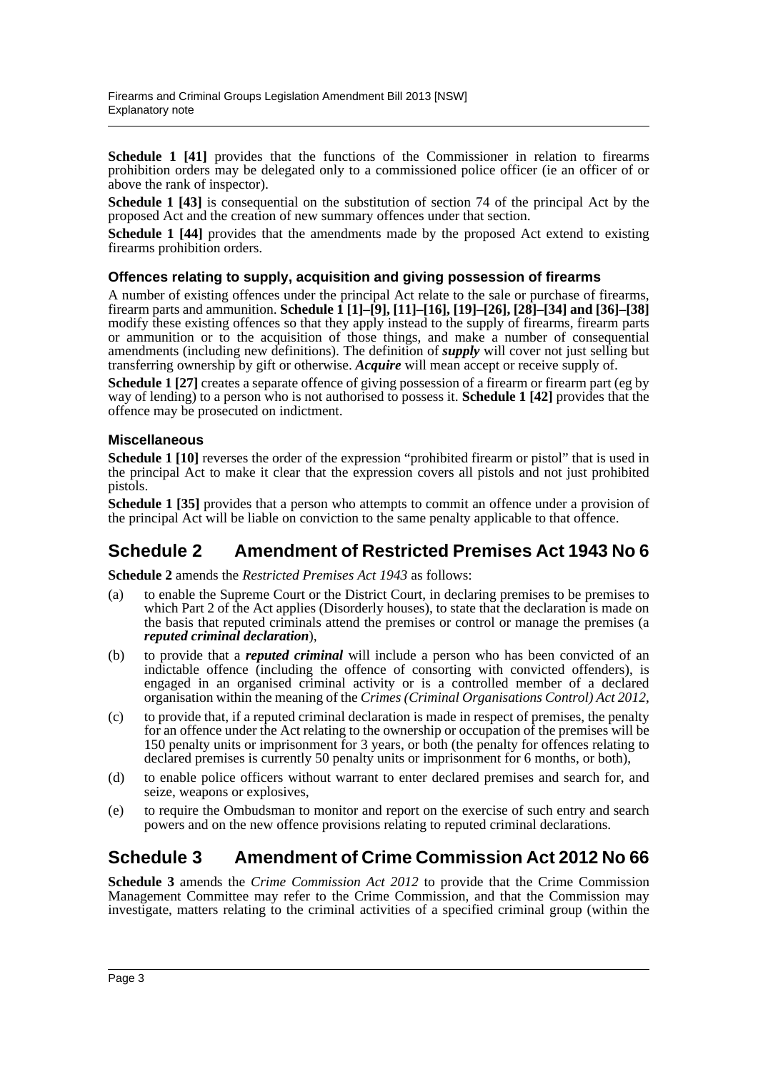**Schedule 1 [41]** provides that the functions of the Commissioner in relation to firearms prohibition orders may be delegated only to a commissioned police officer (ie an officer of or above the rank of inspector).

**Schedule 1 [43]** is consequential on the substitution of section 74 of the principal Act by the proposed Act and the creation of new summary offences under that section.

**Schedule 1 [44]** provides that the amendments made by the proposed Act extend to existing firearms prohibition orders.

### Offences relating to supply, acquisition and giving possession of firearms

A number of existing offences under the principal Act relate to the sale or purchase of firearms, firearm parts and ammunition. **Schedule 1 [1]–[9], [11]–[16], [19]–[26], [28]–[34] and [36]–[38]** modify these existing offences so that they apply instead to the supply of firearms, firearm parts or ammunition or to the acquisition of those things, and make a number of consequential amendments (including new definitions). The definition of ***supply*** will cover not just selling but transferring ownership by gift or otherwise. ***Acquire*** will mean accept or receive supply of.

**Schedule 1 [27]** creates a separate offence of giving possession of a firearm or firearm part (eg by way of lending) to a person who is not authorised to possess it. **Schedule 1 [42]** provides that the offence may be prosecuted on indictment.

### Miscellaneous

**Schedule 1 [10]** reverses the order of the expression "prohibited firearm or pistol" that is used in the principal Act to make it clear that the expression covers all pistols and not just prohibited pistols.

**Schedule 1 [35]** provides that a person who attempts to commit an offence under a provision of the principal Act will be liable on conviction to the same penalty applicable to that offence.

## Schedule 2 Amendment of Restricted Premises Act 1943 No 6

**Schedule 2** amends the *Restricted Premises Act 1943* as follows:

(a) to enable the Supreme Court or the District Court, in declaring premises to be premises to which Part 2 of the Act applies (Disorderly houses), to state that the declaration is made on the basis that reputed criminals attend the premises or control or manage the premises (a ***reputed criminal declaration***),

(b) to provide that a ***reputed criminal*** will include a person who has been convicted of an indictable offence (including the offence of consorting with convicted offenders), is engaged in an organised criminal activity or is a controlled member of a declared organisation within the meaning of the *Crimes (Criminal Organisations Control) Act 2012*,

(c) to provide that, if a reputed criminal declaration is made in respect of premises, the penalty for an offence under the Act relating to the ownership or occupation of the premises will be 150 penalty units or imprisonment for 3 years, or both (the penalty for offences relating to declared premises is currently 50 penalty units or imprisonment for 6 months, or both),

(d) to enable police officers without warrant to enter declared premises and search for, and seize, weapons or explosives,

(e) to require the Ombudsman to monitor and report on the exercise of such entry and search powers and on the new offence provisions relating to reputed criminal declarations.

## Schedule 3 Amendment of Crime Commission Act 2012 No 66

**Schedule 3** amends the *Crime Commission Act 2012* to provide that the Crime Commission Management Committee may refer to the Crime Commission, and that the Commission may investigate, matters relating to the criminal activities of a specified criminal group (within the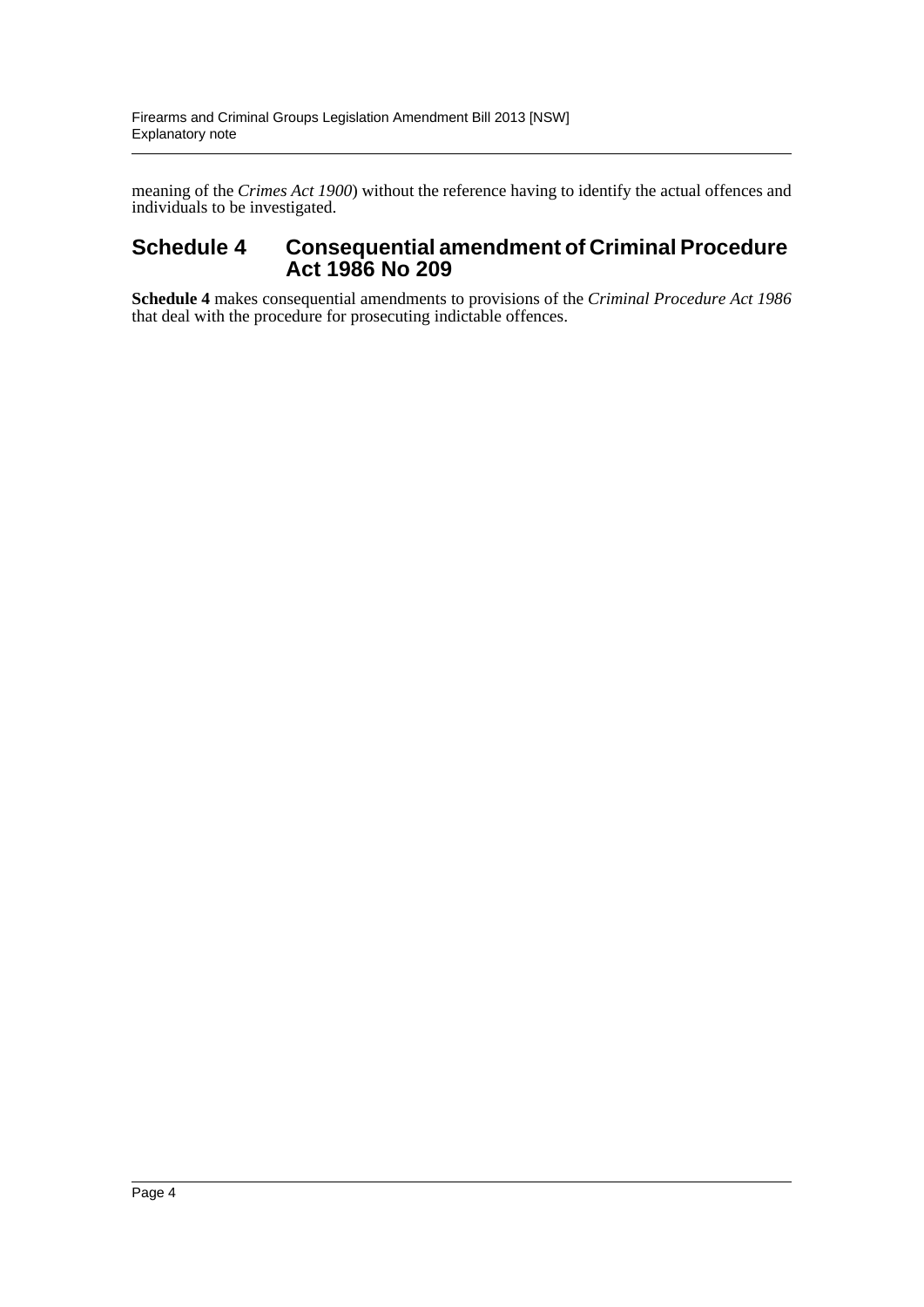meaning of the *Crimes Act 1900*) without the reference having to identify the actual offences and individuals to be investigated.

## Schedule 4 Consequential amendment of Criminal Procedure Act 1986 No 209

**Schedule 4** makes consequential amendments to provisions of the *Criminal Procedure Act 1986* that deal with the procedure for prosecuting indictable offences.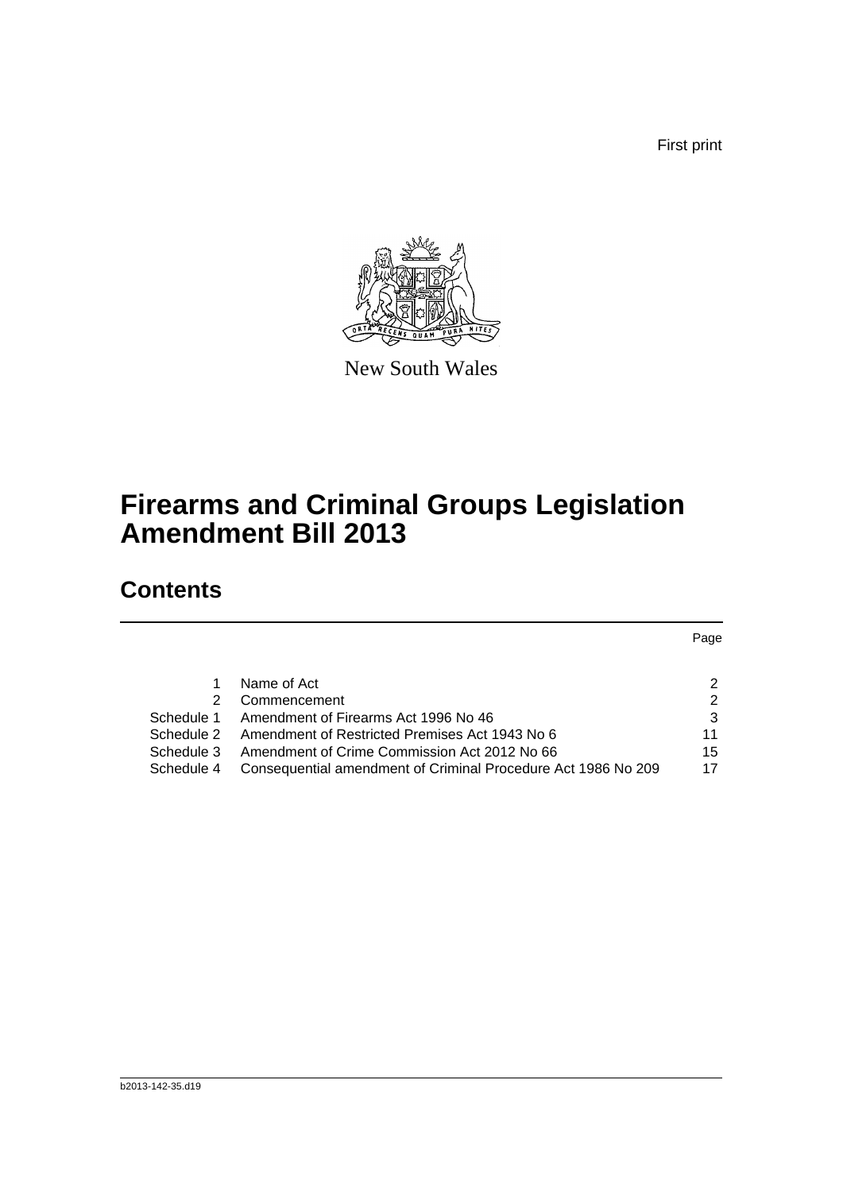First print

New South Wales

# Firearms and Criminal Groups Legislation Amendment Bill 2013

## Contents

| | | Page |
|---|---|---|
| 1 | Name of Act | 2 |
| 2 | Commencement | 2 |
| Schedule 1 | Amendment of Firearms Act 1996 No 46 | 3 |
| Schedule 2 | Amendment of Restricted Premises Act 1943 No 6 | 11 |
| Schedule 3 | Amendment of Crime Commission Act 2012 No 66 | 15 |
| Schedule 4 | Consequential amendment of Criminal Procedure Act 1986 No 209 | 17 |

b2013-142-35.d19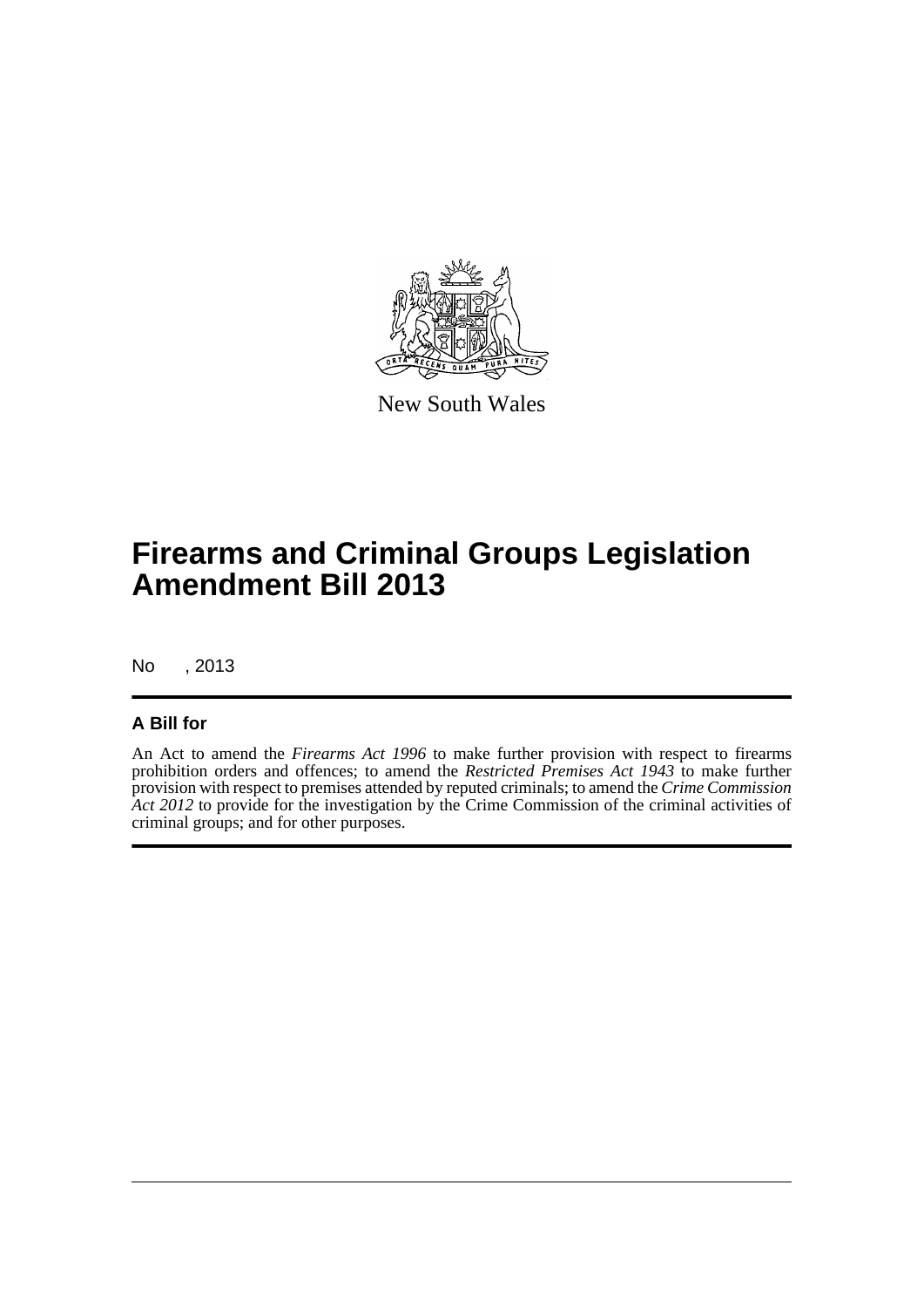New South Wales

# Firearms and Criminal Groups Legislation Amendment Bill 2013

No , 2013

## A Bill for

An Act to amend the *Firearms Act 1996* to make further provision with respect to firearms prohibition orders and offences; to amend the *Restricted Premises Act 1943* to make further provision with respect to premises attended by reputed criminals; to amend the *Crime Commission Act 2012* to provide for the investigation by the Crime Commission of the criminal activities of criminal groups; and for other purposes.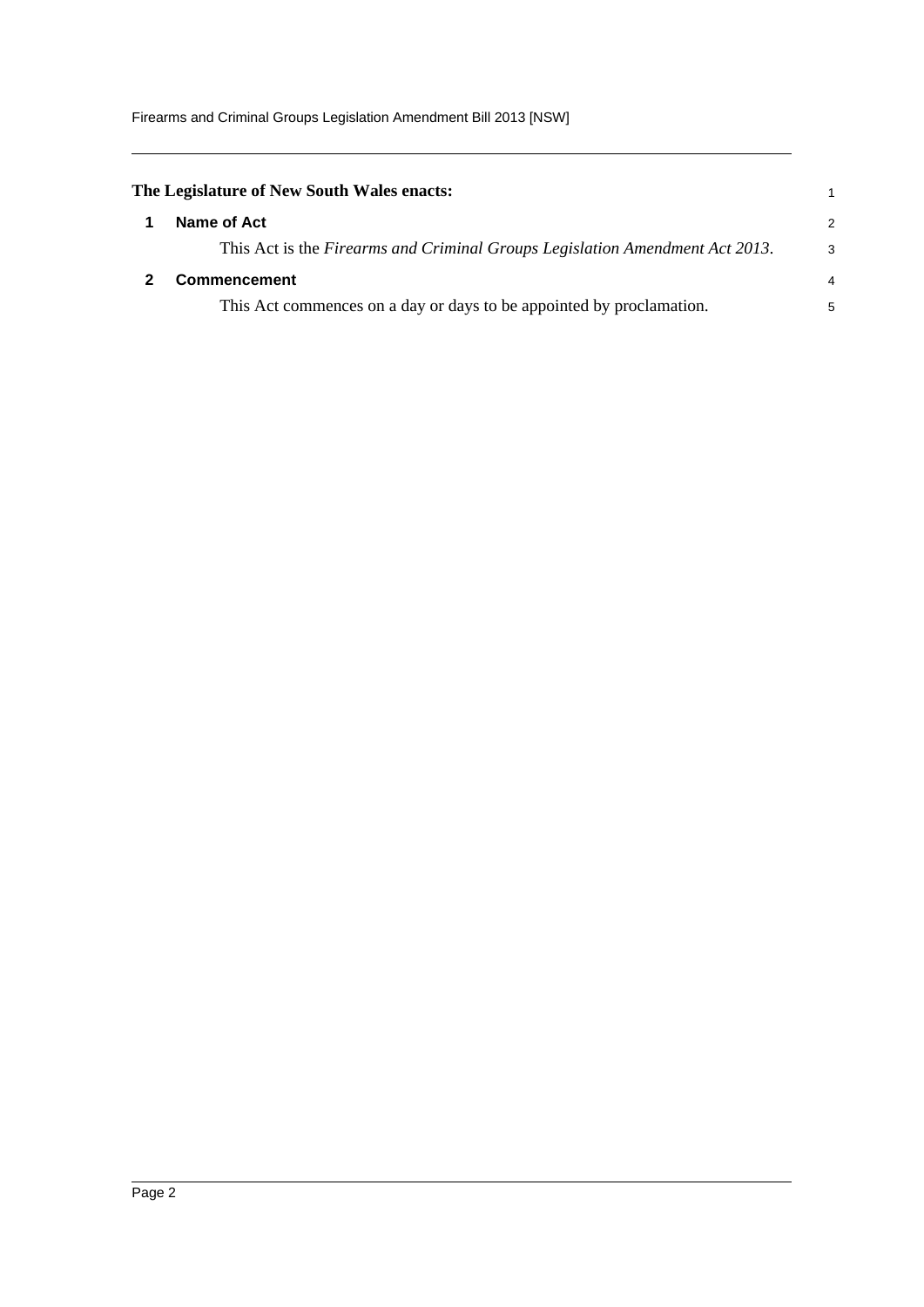**The Legislature of New South Wales enacts:**

## 1 Name of Act

This Act is the *Firearms and Criminal Groups Legislation Amendment Act 2013*.

## 2 Commencement

This Act commences on a day or days to be appointed by proclamation.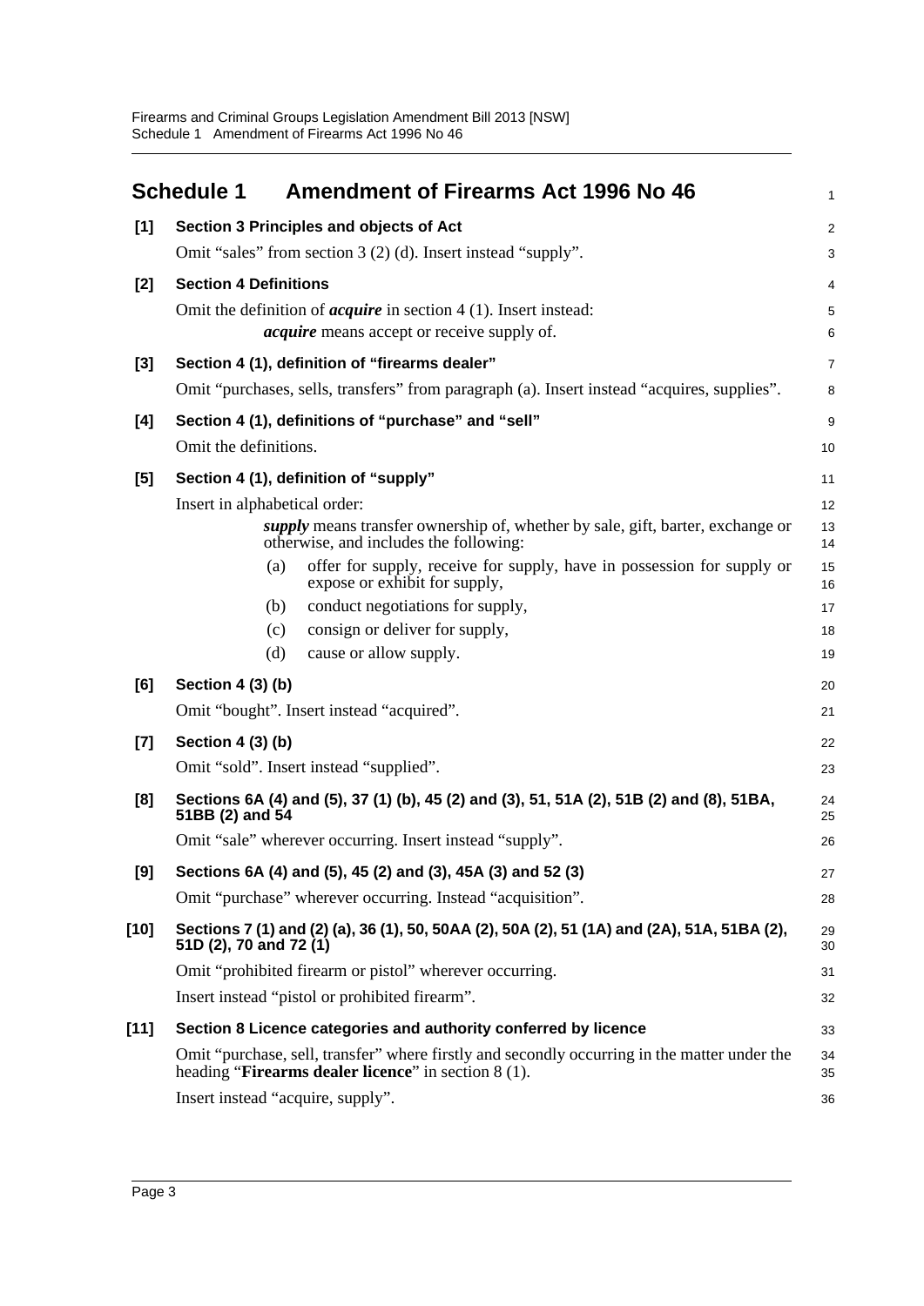# Schedule 1 Amendment of Firearms Act 1996 No 46

**[1] Section 3 Principles and objects of Act**

Omit "sales" from section 3 (2) (d). Insert instead "supply".

**[2] Section 4 Definitions**

Omit the definition of ***acquire*** in section 4 (1). Insert instead:

> ***acquire*** means accept or receive supply of.

**[3] Section 4 (1), definition of "firearms dealer"**

Omit "purchases, sells, transfers" from paragraph (a). Insert instead "acquires, supplies".

**[4] Section 4 (1), definitions of "purchase" and "sell"**

Omit the definitions.

**[5] Section 4 (1), definition of "supply"**

Insert in alphabetical order:

> ***supply*** means transfer ownership of, whether by sale, gift, barter, exchange or otherwise, and includes the following:
>
> (a) offer for supply, receive for supply, have in possession for supply or expose or exhibit for supply,
>
> (b) conduct negotiations for supply,
>
> (c) consign or deliver for supply,
>
> (d) cause or allow supply.

**[6] Section 4 (3) (b)**

Omit "bought". Insert instead "acquired".

**[7] Section 4 (3) (b)**

Omit "sold". Insert instead "supplied".

**[8] Sections 6A (4) and (5), 37 (1) (b), 45 (2) and (3), 51, 51A (2), 51B (2) and (8), 51BA, 51BB (2) and 54**

Omit "sale" wherever occurring. Insert instead "supply".

**[9] Sections 6A (4) and (5), 45 (2) and (3), 45A (3) and 52 (3)**

Omit "purchase" wherever occurring. Instead "acquisition".

**[10] Sections 7 (1) and (2) (a), 36 (1), 50, 50AA (2), 50A (2), 51 (1A) and (2A), 51A, 51BA (2), 51D (2), 70 and 72 (1)**

Omit "prohibited firearm or pistol" wherever occurring.

Insert instead "pistol or prohibited firearm".

**[11] Section 8 Licence categories and authority conferred by licence**

Omit "purchase, sell, transfer" where firstly and secondly occurring in the matter under the heading "**Firearms dealer licence**" in section 8 (1).

Insert instead "acquire, supply".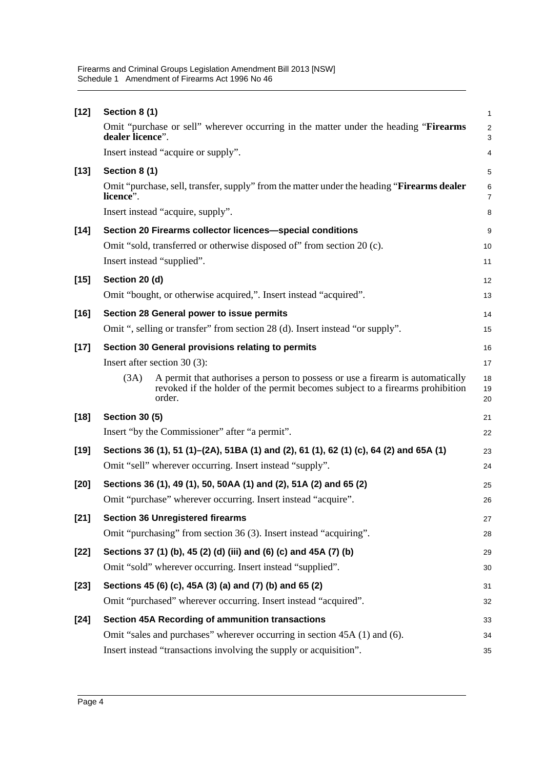**[12] Section 8 (1)**

Omit "purchase or sell" wherever occurring in the matter under the heading "**Firearms dealer licence**".

Insert instead "acquire or supply".

**[13] Section 8 (1)**

Omit "purchase, sell, transfer, supply" from the matter under the heading "**Firearms dealer licence**".

Insert instead "acquire, supply".

**[14] Section 20 Firearms collector licences—special conditions**

Omit "sold, transferred or otherwise disposed of" from section 20 (c).

Insert instead "supplied".

**[15] Section 20 (d)**

Omit "bought, or otherwise acquired,". Insert instead "acquired".

**[16] Section 28 General power to issue permits**

Omit ", selling or transfer" from section 28 (d). Insert instead "or supply".

**[17] Section 30 General provisions relating to permits**

Insert after section 30 (3):

(3A) A permit that authorises a person to possess or use a firearm is automatically revoked if the holder of the permit becomes subject to a firearms prohibition order.

**[18] Section 30 (5)**

Insert "by the Commissioner" after "a permit".

**[19] Sections 36 (1), 51 (1)–(2A), 51BA (1) and (2), 61 (1), 62 (1) (c), 64 (2) and 65A (1)**

Omit "sell" wherever occurring. Insert instead "supply".

**[20] Sections 36 (1), 49 (1), 50, 50AA (1) and (2), 51A (2) and 65 (2)**

Omit "purchase" wherever occurring. Insert instead "acquire".

**[21] Section 36 Unregistered firearms**

Omit "purchasing" from section 36 (3). Insert instead "acquiring".

**[22] Sections 37 (1) (b), 45 (2) (d) (iii) and (6) (c) and 45A (7) (b)**

Omit "sold" wherever occurring. Insert instead "supplied".

**[23] Sections 45 (6) (c), 45A (3) (a) and (7) (b) and 65 (2)**

Omit "purchased" wherever occurring. Insert instead "acquired".

**[24] Section 45A Recording of ammunition transactions**

Omit "sales and purchases" wherever occurring in section 45A (1) and (6).

Insert instead "transactions involving the supply or acquisition".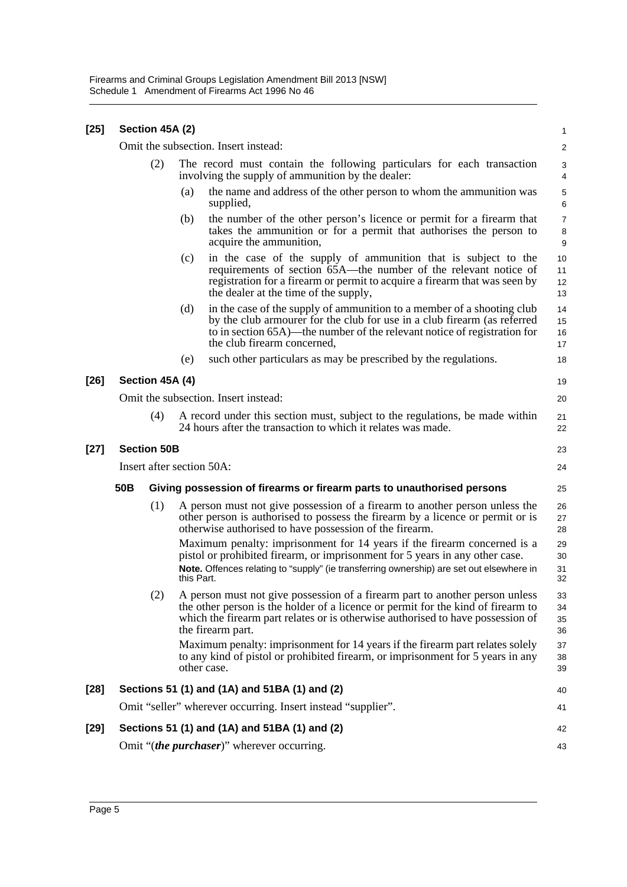**[25] Section 45A (2)**

Omit the subsection. Insert instead:

(2) The record must contain the following particulars for each transaction involving the supply of ammunition by the dealer:

(a) the name and address of the other person to whom the ammunition was supplied,

(b) the number of the other person's licence or permit for a firearm that takes the ammunition or for a permit that authorises the person to acquire the ammunition,

(c) in the case of the supply of ammunition that is subject to the requirements of section 65A—the number of the relevant notice of registration for a firearm or permit to acquire a firearm that was seen by the dealer at the time of the supply,

(d) in the case of the supply of ammunition to a member of a shooting club by the club armourer for the club for use in a club firearm (as referred to in section 65A)—the number of the relevant notice of registration for the club firearm concerned,

(e) such other particulars as may be prescribed by the regulations.

**[26] Section 45A (4)**

Omit the subsection. Insert instead:

(4) A record under this section must, subject to the regulations, be made within 24 hours after the transaction to which it relates was made.

**[27] Section 50B**

Insert after section 50A:

**50B Giving possession of firearms or firearm parts to unauthorised persons**

(1) A person must not give possession of a firearm to another person unless the other person is authorised to possess the firearm by a licence or permit or is otherwise authorised to have possession of the firearm.

Maximum penalty: imprisonment for 14 years if the firearm concerned is a pistol or prohibited firearm, or imprisonment for 5 years in any other case.

**Note.** Offences relating to "supply" (ie transferring ownership) are set out elsewhere in this Part.

(2) A person must not give possession of a firearm part to another person unless the other person is the holder of a licence or permit for the kind of firearm to which the firearm part relates or is otherwise authorised to have possession of the firearm part.

Maximum penalty: imprisonment for 14 years if the firearm part relates solely to any kind of pistol or prohibited firearm, or imprisonment for 5 years in any other case.

**[28] Sections 51 (1) and (1A) and 51BA (1) and (2)**

Omit "seller" wherever occurring. Insert instead "supplier".

**[29] Sections 51 (1) and (1A) and 51BA (1) and (2)**

Omit "(***the purchaser***)" wherever occurring.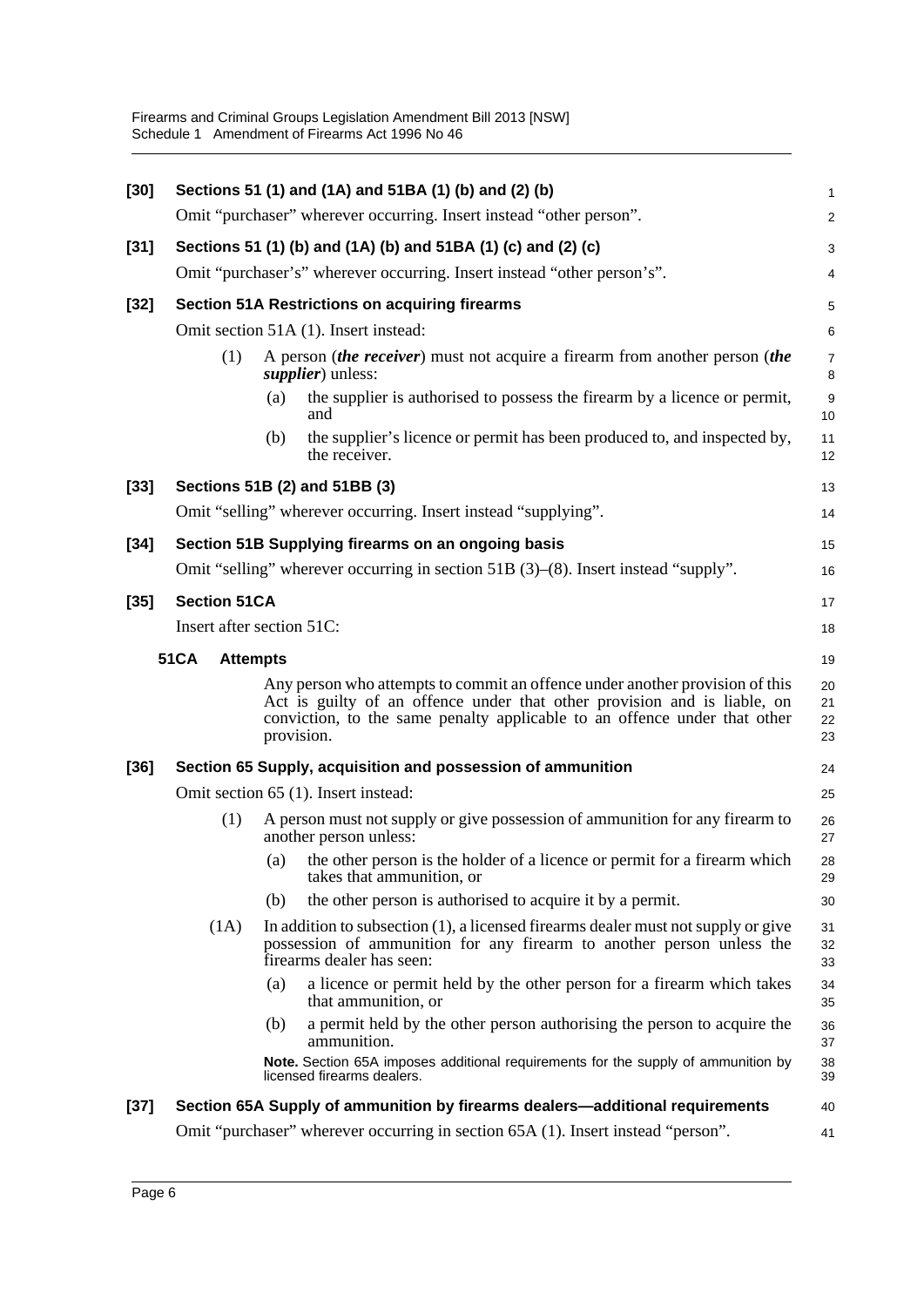**[30] Sections 51 (1) and (1A) and 51BA (1) (b) and (2) (b)**

Omit "purchaser" wherever occurring. Insert instead "other person".

**[31] Sections 51 (1) (b) and (1A) (b) and 51BA (1) (c) and (2) (c)**

Omit "purchaser's" wherever occurring. Insert instead "other person's".

**[32] Section 51A Restrictions on acquiring firearms**

Omit section 51A (1). Insert instead:

(1) A person (***the receiver***) must not acquire a firearm from another person (***the supplier***) unless:

(a) the supplier is authorised to possess the firearm by a licence or permit, and

(b) the supplier's licence or permit has been produced to, and inspected by, the receiver.

**[33] Sections 51B (2) and 51BB (3)**

Omit "selling" wherever occurring. Insert instead "supplying".

**[34] Section 51B Supplying firearms on an ongoing basis**

Omit "selling" wherever occurring in section 51B (3)–(8). Insert instead "supply".

**[35] Section 51CA**

Insert after section 51C:

**51CA Attempts**

Any person who attempts to commit an offence under another provision of this Act is guilty of an offence under that other provision and is liable, on conviction, to the same penalty applicable to an offence under that other provision.

**[36] Section 65 Supply, acquisition and possession of ammunition**

Omit section 65 (1). Insert instead:

(1) A person must not supply or give possession of ammunition for any firearm to another person unless:

(a) the other person is the holder of a licence or permit for a firearm which takes that ammunition, or

(b) the other person is authorised to acquire it by a permit.

(1A) In addition to subsection (1), a licensed firearms dealer must not supply or give possession of ammunition for any firearm to another person unless the firearms dealer has seen:

(a) a licence or permit held by the other person for a firearm which takes that ammunition, or

(b) a permit held by the other person authorising the person to acquire the ammunition.

**Note.** Section 65A imposes additional requirements for the supply of ammunition by licensed firearms dealers.

**[37] Section 65A Supply of ammunition by firearms dealers—additional requirements**

Omit "purchaser" wherever occurring in section 65A (1). Insert instead "person".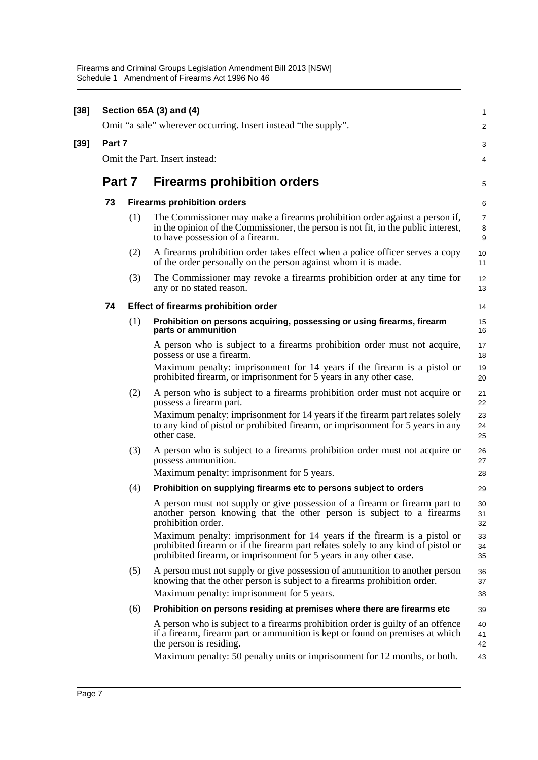**[38] Section 65A (3) and (4)**

Omit "a sale" wherever occurring. Insert instead "the supply".

**[39] Part 7**

Omit the Part. Insert instead:

## Part 7 Firearms prohibition orders

### 73 Firearms prohibition orders

(1) The Commissioner may make a firearms prohibition order against a person if, in the opinion of the Commissioner, the person is not fit, in the public interest, to have possession of a firearm.

(2) A firearms prohibition order takes effect when a police officer serves a copy of the order personally on the person against whom it is made.

(3) The Commissioner may revoke a firearms prohibition order at any time for any or no stated reason.

### 74 Effect of firearms prohibition order

(1) **Prohibition on persons acquiring, possessing or using firearms, firearm parts or ammunition**

A person who is subject to a firearms prohibition order must not acquire, possess or use a firearm.

Maximum penalty: imprisonment for 14 years if the firearm is a pistol or prohibited firearm, or imprisonment for 5 years in any other case.

(2) A person who is subject to a firearms prohibition order must not acquire or possess a firearm part.

Maximum penalty: imprisonment for 14 years if the firearm part relates solely to any kind of pistol or prohibited firearm, or imprisonment for 5 years in any other case.

(3) A person who is subject to a firearms prohibition order must not acquire or possess ammunition.

Maximum penalty: imprisonment for 5 years.

(4) **Prohibition on supplying firearms etc to persons subject to orders**

A person must not supply or give possession of a firearm or firearm part to another person knowing that the other person is subject to a firearms prohibition order.

Maximum penalty: imprisonment for 14 years if the firearm is a pistol or prohibited firearm or if the firearm part relates solely to any kind of pistol or prohibited firearm, or imprisonment for 5 years in any other case.

(5) A person must not supply or give possession of ammunition to another person knowing that the other person is subject to a firearms prohibition order.

Maximum penalty: imprisonment for 5 years.

(6) **Prohibition on persons residing at premises where there are firearms etc**

A person who is subject to a firearms prohibition order is guilty of an offence if a firearm, firearm part or ammunition is kept or found on premises at which the person is residing.

Maximum penalty: 50 penalty units or imprisonment for 12 months, or both.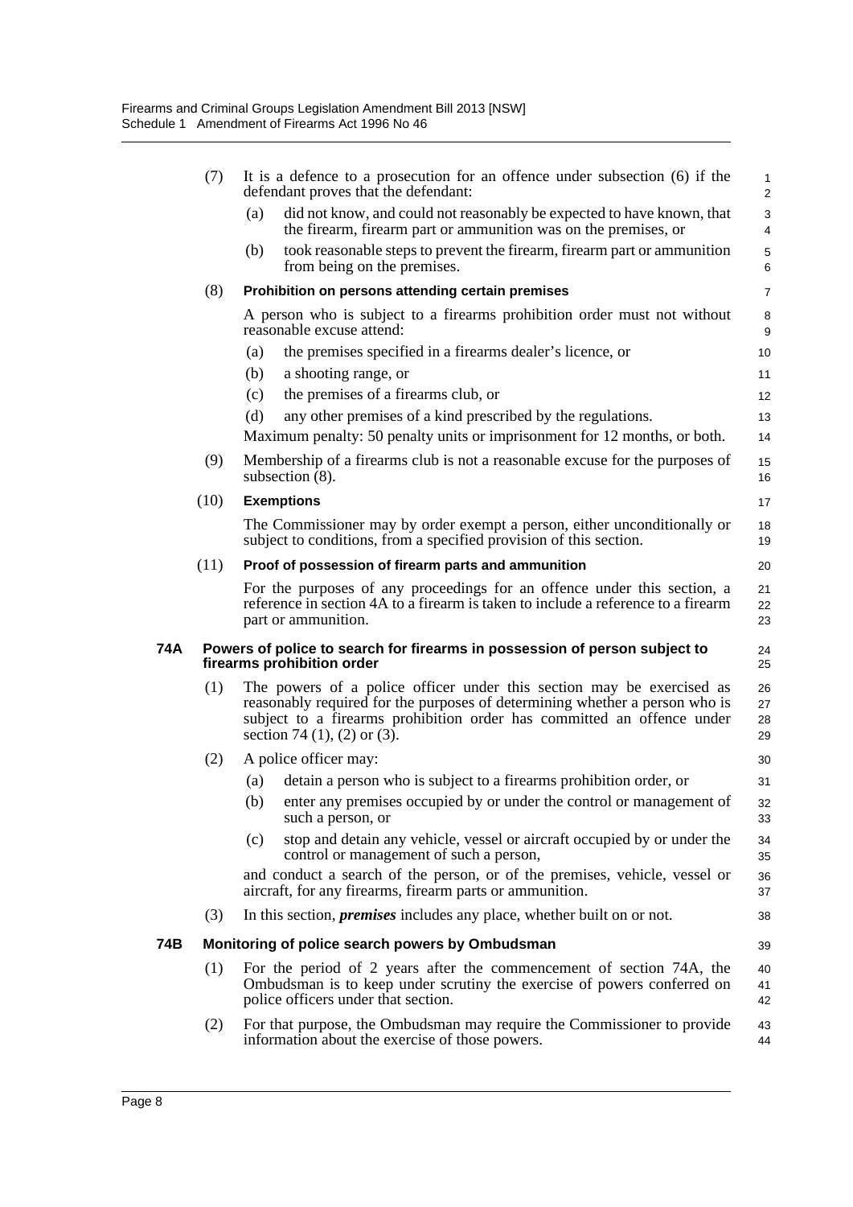(7) It is a defence to a prosecution for an offence under subsection (6) if the defendant proves that the defendant:

(a) did not know, and could not reasonably be expected to have known, that the firearm, firearm part or ammunition was on the premises, or

(b) took reasonable steps to prevent the firearm, firearm part or ammunition from being on the premises.

(8) **Prohibition on persons attending certain premises**

A person who is subject to a firearms prohibition order must not without reasonable excuse attend:

(a) the premises specified in a firearms dealer's licence, or

(b) a shooting range, or

(c) the premises of a firearms club, or

(d) any other premises of a kind prescribed by the regulations.

Maximum penalty: 50 penalty units or imprisonment for 12 months, or both.

(9) Membership of a firearms club is not a reasonable excuse for the purposes of subsection (8).

(10) **Exemptions**

The Commissioner may by order exempt a person, either unconditionally or subject to conditions, from a specified provision of this section.

(11) **Proof of possession of firearm parts and ammunition**

For the purposes of any proceedings for an offence under this section, a reference in section 4A to a firearm is taken to include a reference to a firearm part or ammunition.

### 74A Powers of police to search for firearms in possession of person subject to firearms prohibition order

(1) The powers of a police officer under this section may be exercised as reasonably required for the purposes of determining whether a person who is subject to a firearms prohibition order has committed an offence under section 74 (1), (2) or (3).

(2) A police officer may:

(a) detain a person who is subject to a firearms prohibition order, or

(b) enter any premises occupied by or under the control or management of such a person, or

(c) stop and detain any vehicle, vessel or aircraft occupied by or under the control or management of such a person,

and conduct a search of the person, or of the premises, vehicle, vessel or aircraft, for any firearms, firearm parts or ammunition.

(3) In this section, ***premises*** includes any place, whether built on or not.

### 74B Monitoring of police search powers by Ombudsman

(1) For the period of 2 years after the commencement of section 74A, the Ombudsman is to keep under scrutiny the exercise of powers conferred on police officers under that section.

(2) For that purpose, the Ombudsman may require the Commissioner to provide information about the exercise of those powers.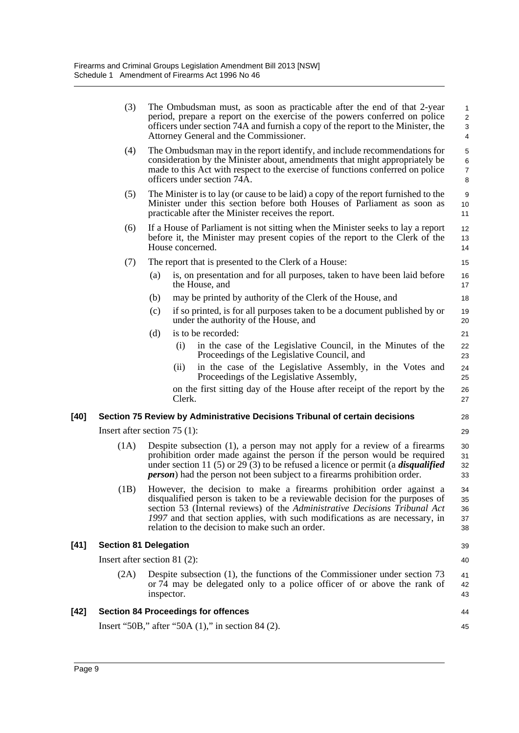(3) The Ombudsman must, as soon as practicable after the end of that 2-year period, prepare a report on the exercise of the powers conferred on police officers under section 74A and furnish a copy of the report to the Minister, the Attorney General and the Commissioner.

(4) The Ombudsman may in the report identify, and include recommendations for consideration by the Minister about, amendments that might appropriately be made to this Act with respect to the exercise of functions conferred on police officers under section 74A.

(5) The Minister is to lay (or cause to be laid) a copy of the report furnished to the Minister under this section before both Houses of Parliament as soon as practicable after the Minister receives the report.

(6) If a House of Parliament is not sitting when the Minister seeks to lay a report before it, the Minister may present copies of the report to the Clerk of the House concerned.

(7) The report that is presented to the Clerk of a House:

(a) is, on presentation and for all purposes, taken to have been laid before the House, and

(b) may be printed by authority of the Clerk of the House, and

(c) if so printed, is for all purposes taken to be a document published by or under the authority of the House, and

(d) is to be recorded:

(i) in the case of the Legislative Council, in the Minutes of the Proceedings of the Legislative Council, and

(ii) in the case of the Legislative Assembly, in the Votes and Proceedings of the Legislative Assembly,

on the first sitting day of the House after receipt of the report by the Clerk.

**[40] Section 75 Review by Administrative Decisions Tribunal of certain decisions**

Insert after section 75 (1):

(1A) Despite subsection (1), a person may not apply for a review of a firearms prohibition order made against the person if the person would be required under section 11 (5) or 29 (3) to be refused a licence or permit (a ***disqualified person***) had the person not been subject to a firearms prohibition order.

(1B) However, the decision to make a firearms prohibition order against a disqualified person is taken to be a reviewable decision for the purposes of section 53 (Internal reviews) of the *Administrative Decisions Tribunal Act 1997* and that section applies, with such modifications as are necessary, in relation to the decision to make such an order.

**[41] Section 81 Delegation**

Insert after section 81 (2):

(2A) Despite subsection (1), the functions of the Commissioner under section 73 or 74 may be delegated only to a police officer of or above the rank of inspector.

**[42] Section 84 Proceedings for offences**

Insert "50B," after "50A (1)," in section 84 (2).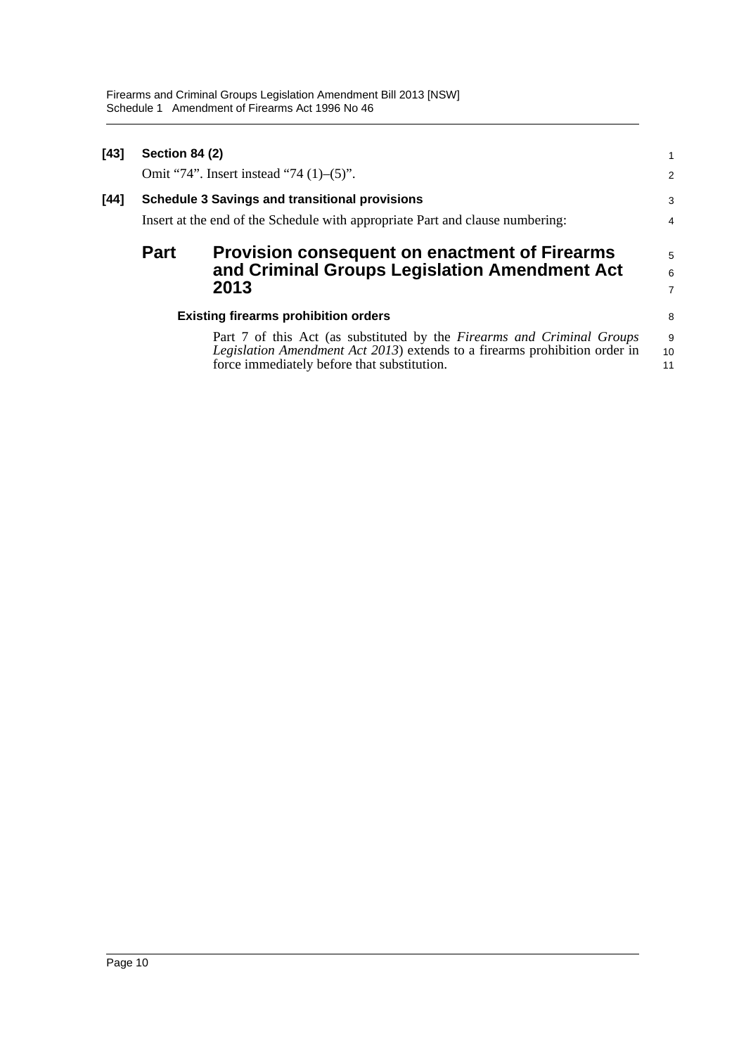**[43] Section 84 (2)**

Omit "74". Insert instead "74 (1)–(5)".

**[44] Schedule 3 Savings and transitional provisions**

Insert at the end of the Schedule with appropriate Part and clause numbering:

## Part Provision consequent on enactment of Firearms and Criminal Groups Legislation Amendment Act 2013

### Existing firearms prohibition orders

Part 7 of this Act (as substituted by the *Firearms and Criminal Groups Legislation Amendment Act 2013*) extends to a firearms prohibition order in force immediately before that substitution.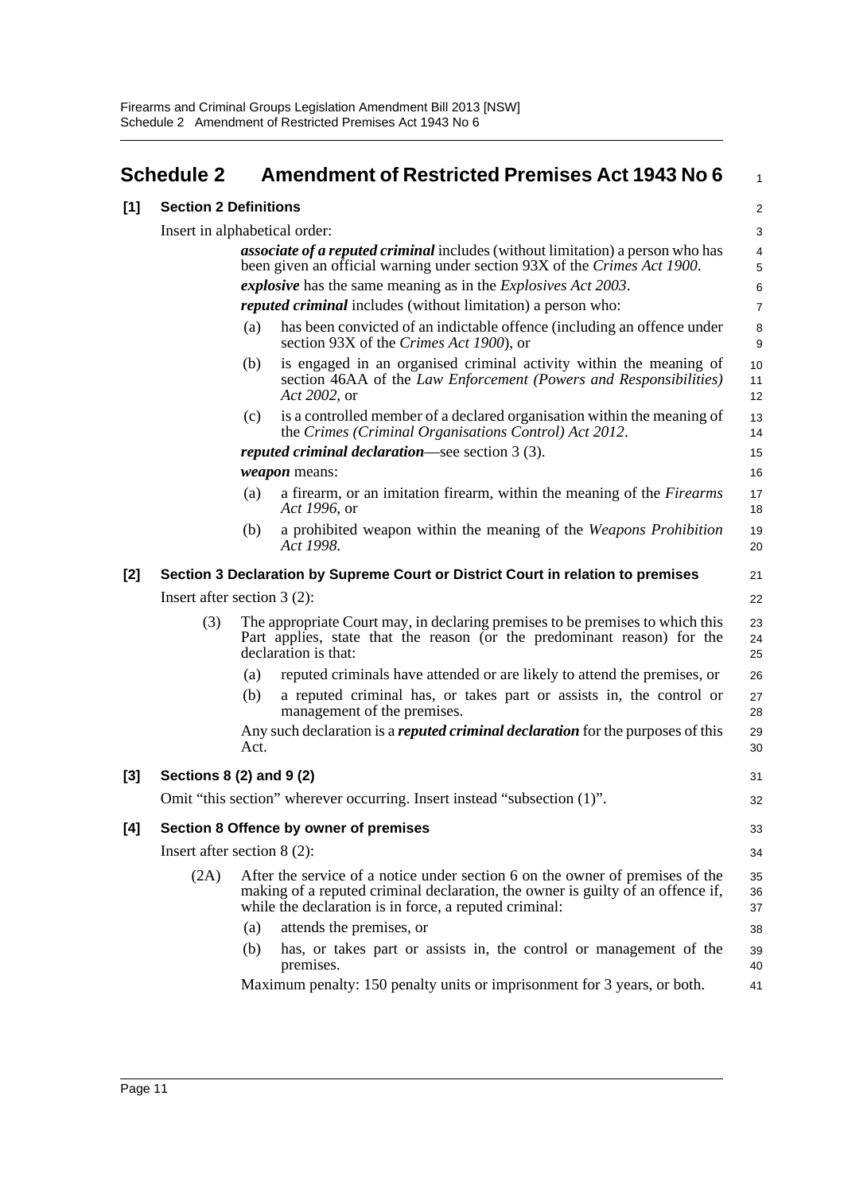## Schedule 2 Amendment of Restricted Premises Act 1943 No 6

### [1] Section 2 Definitions

Insert in alphabetical order:

> ***associate of a reputed criminal*** includes (without limitation) a person who has been given an official warning under section 93X of the *Crimes Act 1900*.
>
> ***explosive*** has the same meaning as in the *Explosives Act 2003*.
>
> ***reputed criminal*** includes (without limitation) a person who:
>
> (a) has been convicted of an indictable offence (including an offence under section 93X of the *Crimes Act 1900*), or
>
> (b) is engaged in an organised criminal activity within the meaning of section 46AA of the *Law Enforcement (Powers and Responsibilities) Act 2002*, or
>
> (c) is a controlled member of a declared organisation within the meaning of the *Crimes (Criminal Organisations Control) Act 2012*.
>
> ***reputed criminal declaration***—see section 3 (3).
>
> ***weapon*** means:
>
> (a) a firearm, or an imitation firearm, within the meaning of the *Firearms Act 1996*, or
>
> (b) a prohibited weapon within the meaning of the *Weapons Prohibition Act 1998*.

### [2] Section 3 Declaration by Supreme Court or District Court in relation to premises

Insert after section 3 (2):

> (3) The appropriate Court may, in declaring premises to be premises to which this Part applies, state that the reason (or the predominant reason) for the declaration is that:
>
> (a) reputed criminals have attended or are likely to attend the premises, or
>
> (b) a reputed criminal has, or takes part or assists in, the control or management of the premises.
>
> Any such declaration is a ***reputed criminal declaration*** for the purposes of this Act.

### [3] Sections 8 (2) and 9 (2)

Omit "this section" wherever occurring. Insert instead "subsection (1)".

### [4] Section 8 Offence by owner of premises

Insert after section 8 (2):

> (2A) After the service of a notice under section 6 on the owner of premises of the making of a reputed criminal declaration, the owner is guilty of an offence if, while the declaration is in force, a reputed criminal:
>
> (a) attends the premises, or
>
> (b) has, or takes part or assists in, the control or management of the premises.
>
> Maximum penalty: 150 penalty units or imprisonment for 3 years, or both.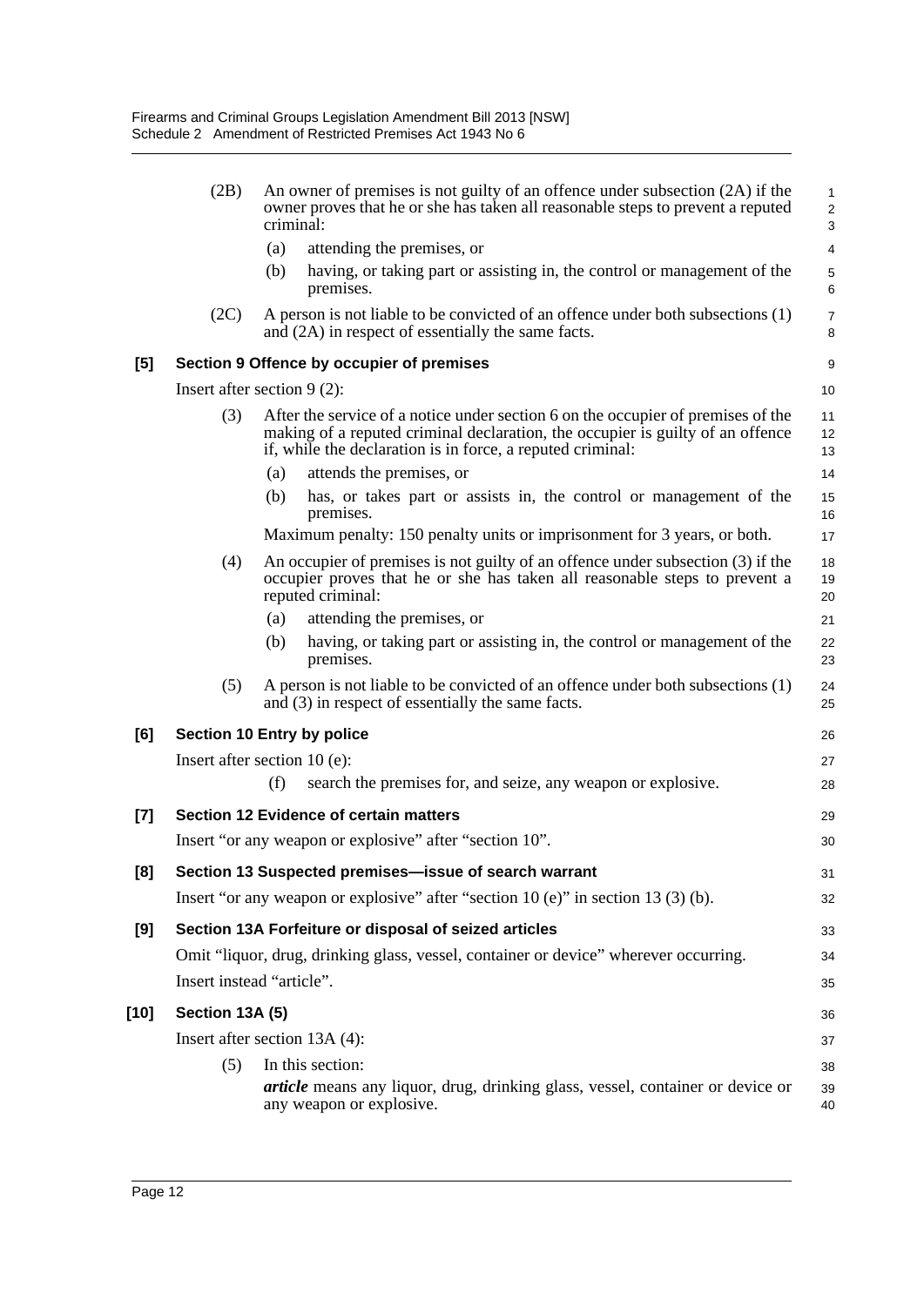(2B) An owner of premises is not guilty of an offence under subsection (2A) if the owner proves that he or she has taken all reasonable steps to prevent a reputed criminal:

(a) attending the premises, or

(b) having, or taking part or assisting in, the control or management of the premises.

(2C) A person is not liable to be convicted of an offence under both subsections (1) and (2A) in respect of essentially the same facts.

### [5] Section 9 Offence by occupier of premises

Insert after section 9 (2):

(3) After the service of a notice under section 6 on the occupier of premises of the making of a reputed criminal declaration, the occupier is guilty of an offence if, while the declaration is in force, a reputed criminal:

(a) attends the premises, or

(b) has, or takes part or assists in, the control or management of the premises.

Maximum penalty: 150 penalty units or imprisonment for 3 years, or both.

(4) An occupier of premises is not guilty of an offence under subsection (3) if the occupier proves that he or she has taken all reasonable steps to prevent a reputed criminal:

(a) attending the premises, or

(b) having, or taking part or assisting in, the control or management of the premises.

(5) A person is not liable to be convicted of an offence under both subsections (1) and (3) in respect of essentially the same facts.

### [6] Section 10 Entry by police

Insert after section 10 (e):

(f) search the premises for, and seize, any weapon or explosive.

### [7] Section 12 Evidence of certain matters

Insert "or any weapon or explosive" after "section 10".

### [8] Section 13 Suspected premises—issue of search warrant

Insert "or any weapon or explosive" after "section 10 (e)" in section 13 (3) (b).

### [9] Section 13A Forfeiture or disposal of seized articles

Omit "liquor, drug, drinking glass, vessel, container or device" wherever occurring.

Insert instead "article".

### [10] Section 13A (5)

Insert after section 13A (4):

(5) In this section:

***article*** means any liquor, drug, drinking glass, vessel, container or device or any weapon or explosive.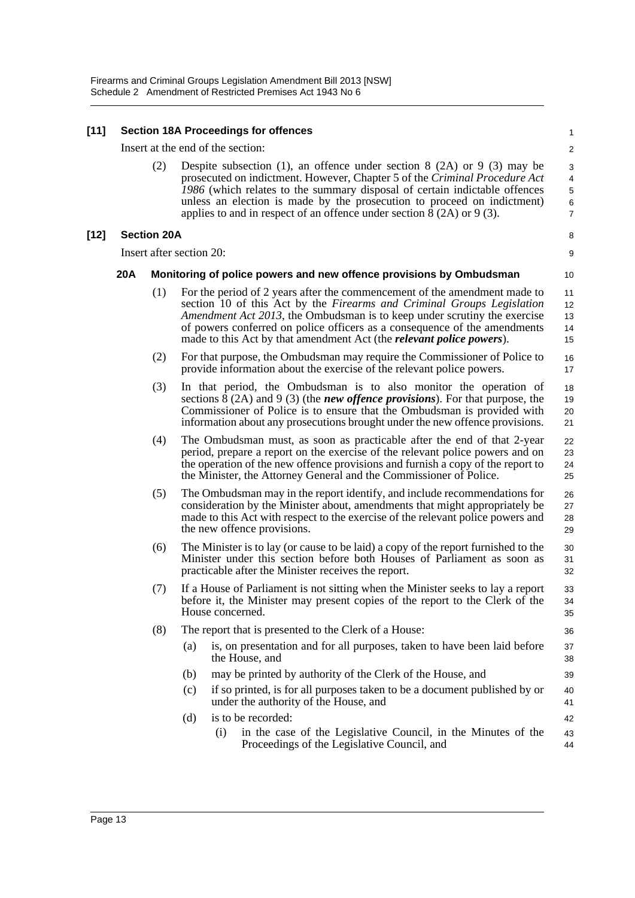**[11] Section 18A Proceedings for offences**

Insert at the end of the section:

(2) Despite subsection (1), an offence under section 8 (2A) or 9 (3) may be prosecuted on indictment. However, Chapter 5 of the *Criminal Procedure Act 1986* (which relates to the summary disposal of certain indictable offences unless an election is made by the prosecution to proceed on indictment) applies to and in respect of an offence under section 8 (2A) or 9 (3).

**[12] Section 20A**

Insert after section 20:

**20A Monitoring of police powers and new offence provisions by Ombudsman**

(1) For the period of 2 years after the commencement of the amendment made to section 10 of this Act by the *Firearms and Criminal Groups Legislation Amendment Act 2013*, the Ombudsman is to keep under scrutiny the exercise of powers conferred on police officers as a consequence of the amendments made to this Act by that amendment Act (the ***relevant police powers***).

(2) For that purpose, the Ombudsman may require the Commissioner of Police to provide information about the exercise of the relevant police powers.

(3) In that period, the Ombudsman is to also monitor the operation of sections 8 (2A) and 9 (3) (the ***new offence provisions***). For that purpose, the Commissioner of Police is to ensure that the Ombudsman is provided with information about any prosecutions brought under the new offence provisions.

(4) The Ombudsman must, as soon as practicable after the end of that 2-year period, prepare a report on the exercise of the relevant police powers and on the operation of the new offence provisions and furnish a copy of the report to the Minister, the Attorney General and the Commissioner of Police.

(5) The Ombudsman may in the report identify, and include recommendations for consideration by the Minister about, amendments that might appropriately be made to this Act with respect to the exercise of the relevant police powers and the new offence provisions.

(6) The Minister is to lay (or cause to be laid) a copy of the report furnished to the Minister under this section before both Houses of Parliament as soon as practicable after the Minister receives the report.

(7) If a House of Parliament is not sitting when the Minister seeks to lay a report before it, the Minister may present copies of the report to the Clerk of the House concerned.

(8) The report that is presented to the Clerk of a House:

(a) is, on presentation and for all purposes, taken to have been laid before the House, and

(b) may be printed by authority of the Clerk of the House, and

(c) if so printed, is for all purposes taken to be a document published by or under the authority of the House, and

(d) is to be recorded:

(i) in the case of the Legislative Council, in the Minutes of the Proceedings of the Legislative Council, and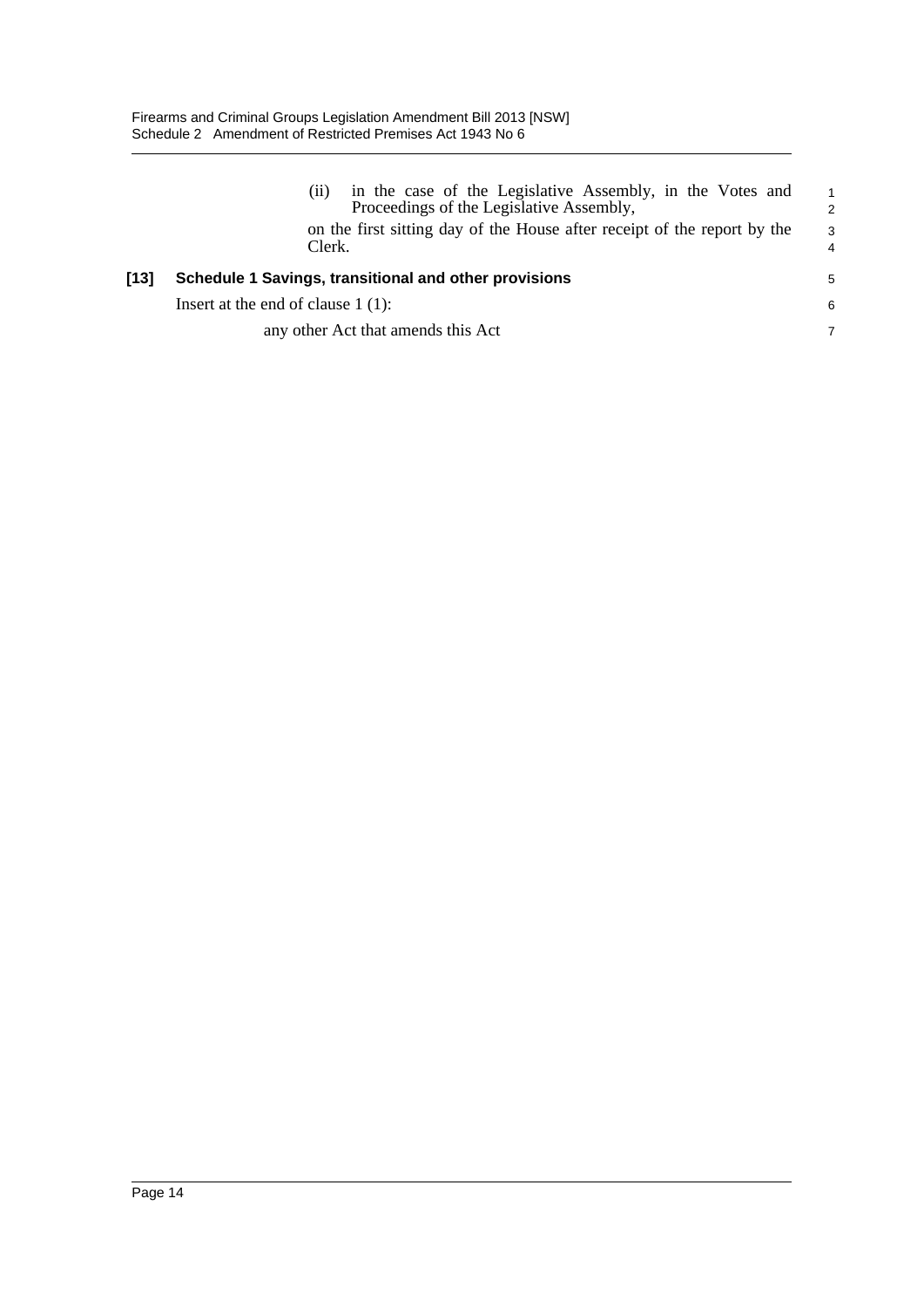(ii) in the case of the Legislative Assembly, in the Votes and Proceedings of the Legislative Assembly,

on the first sitting day of the House after receipt of the report by the Clerk.

**[13] Schedule 1 Savings, transitional and other provisions**

Insert at the end of clause 1 (1):

any other Act that amends this Act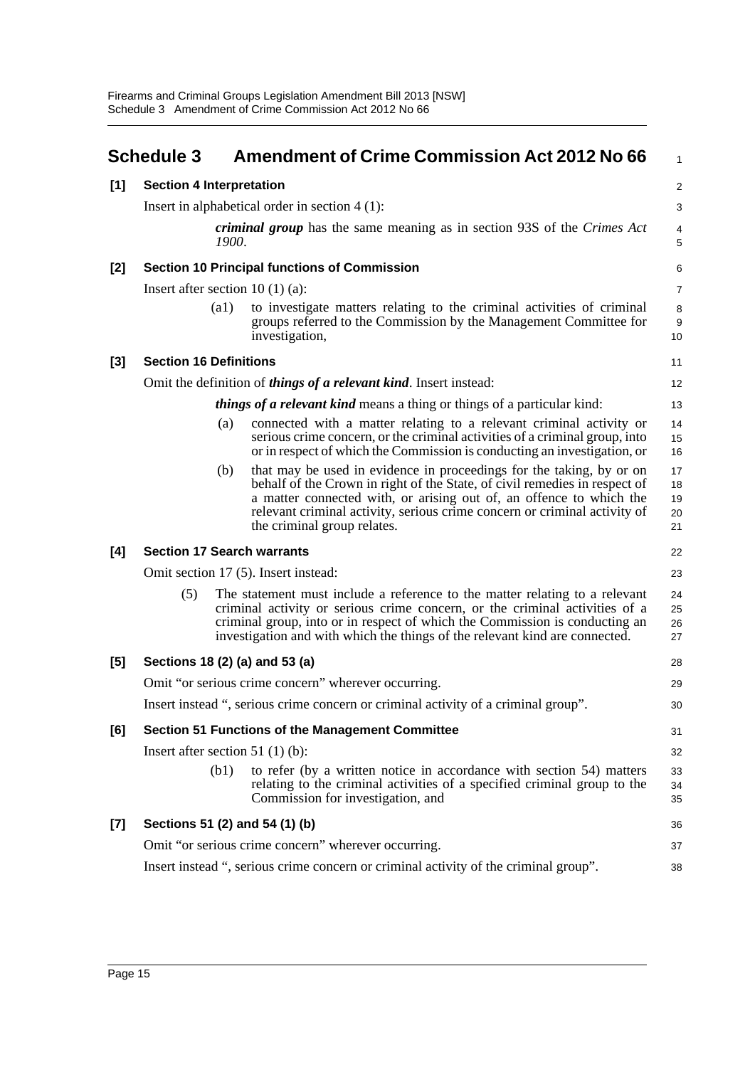## Schedule 3 Amendment of Crime Commission Act 2012 No 66

**[1] Section 4 Interpretation**

Insert in alphabetical order in section 4 (1):

> ***criminal group*** has the same meaning as in section 93S of the *Crimes Act 1900*.

**[2] Section 10 Principal functions of Commission**

Insert after section 10 (1) (a):

> (a1) to investigate matters relating to the criminal activities of criminal groups referred to the Commission by the Management Committee for investigation,

**[3] Section 16 Definitions**

Omit the definition of ***things of a relevant kind***. Insert instead:

> ***things of a relevant kind*** means a thing or things of a particular kind:
>
> (a) connected with a matter relating to a relevant criminal activity or serious crime concern, or the criminal activities of a criminal group, into or in respect of which the Commission is conducting an investigation, or
>
> (b) that may be used in evidence in proceedings for the taking, by or on behalf of the Crown in right of the State, of civil remedies in respect of a matter connected with, or arising out of, an offence to which the relevant criminal activity, serious crime concern or criminal activity of the criminal group relates.

**[4] Section 17 Search warrants**

Omit section 17 (5). Insert instead:

> (5) The statement must include a reference to the matter relating to a relevant criminal activity or serious crime concern, or the criminal activities of a criminal group, into or in respect of which the Commission is conducting an investigation and with which the things of the relevant kind are connected.

**[5] Sections 18 (2) (a) and 53 (a)**

Omit "or serious crime concern" wherever occurring.

Insert instead ", serious crime concern or criminal activity of a criminal group".

**[6] Section 51 Functions of the Management Committee**

Insert after section 51 (1) (b):

> (b1) to refer (by a written notice in accordance with section 54) matters relating to the criminal activities of a specified criminal group to the Commission for investigation, and

**[7] Sections 51 (2) and 54 (1) (b)**

Omit "or serious crime concern" wherever occurring.

Insert instead ", serious crime concern or criminal activity of the criminal group".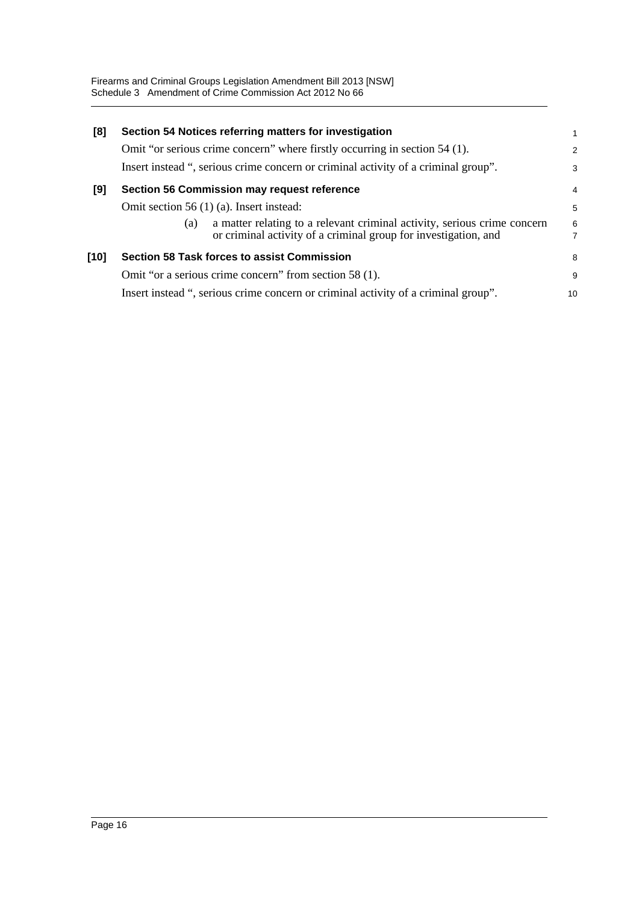**[8] Section 54 Notices referring matters for investigation**

Omit "or serious crime concern" where firstly occurring in section 54 (1).

Insert instead ", serious crime concern or criminal activity of a criminal group".

**[9] Section 56 Commission may request reference**

Omit section 56 (1) (a). Insert instead:

> (a) a matter relating to a relevant criminal activity, serious crime concern or criminal activity of a criminal group for investigation, and

**[10] Section 58 Task forces to assist Commission**

Omit "or a serious crime concern" from section 58 (1).

Insert instead ", serious crime concern or criminal activity of a criminal group".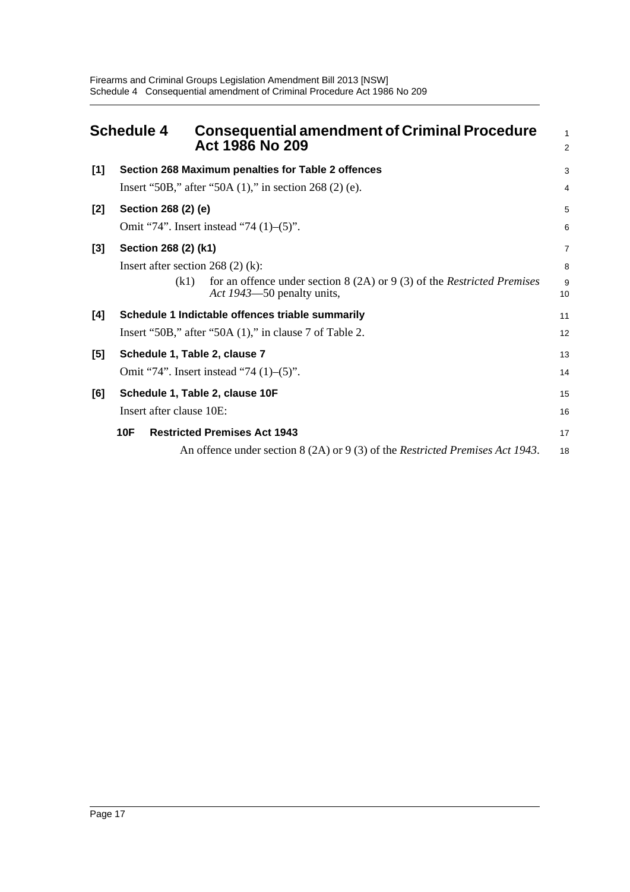## Schedule 4 Consequential amendment of Criminal Procedure Act 1986 No 209

**[1] Section 268 Maximum penalties for Table 2 offences**

Insert "50B," after "50A (1)," in section 268 (2) (e).

**[2] Section 268 (2) (e)**

Omit "74". Insert instead "74 (1)–(5)".

**[3] Section 268 (2) (k1)**

Insert after section 268 (2) (k):

(k1) for an offence under section 8 (2A) or 9 (3) of the *Restricted Premises Act 1943*—50 penalty units,

**[4] Schedule 1 Indictable offences triable summarily**

Insert "50B," after "50A (1)," in clause 7 of Table 2.

**[5] Schedule 1, Table 2, clause 7**

Omit "74". Insert instead "74 (1)–(5)".

**[6] Schedule 1, Table 2, clause 10F**

Insert after clause 10E:

**10F Restricted Premises Act 1943**

An offence under section 8 (2A) or 9 (3) of the *Restricted Premises Act 1943*.